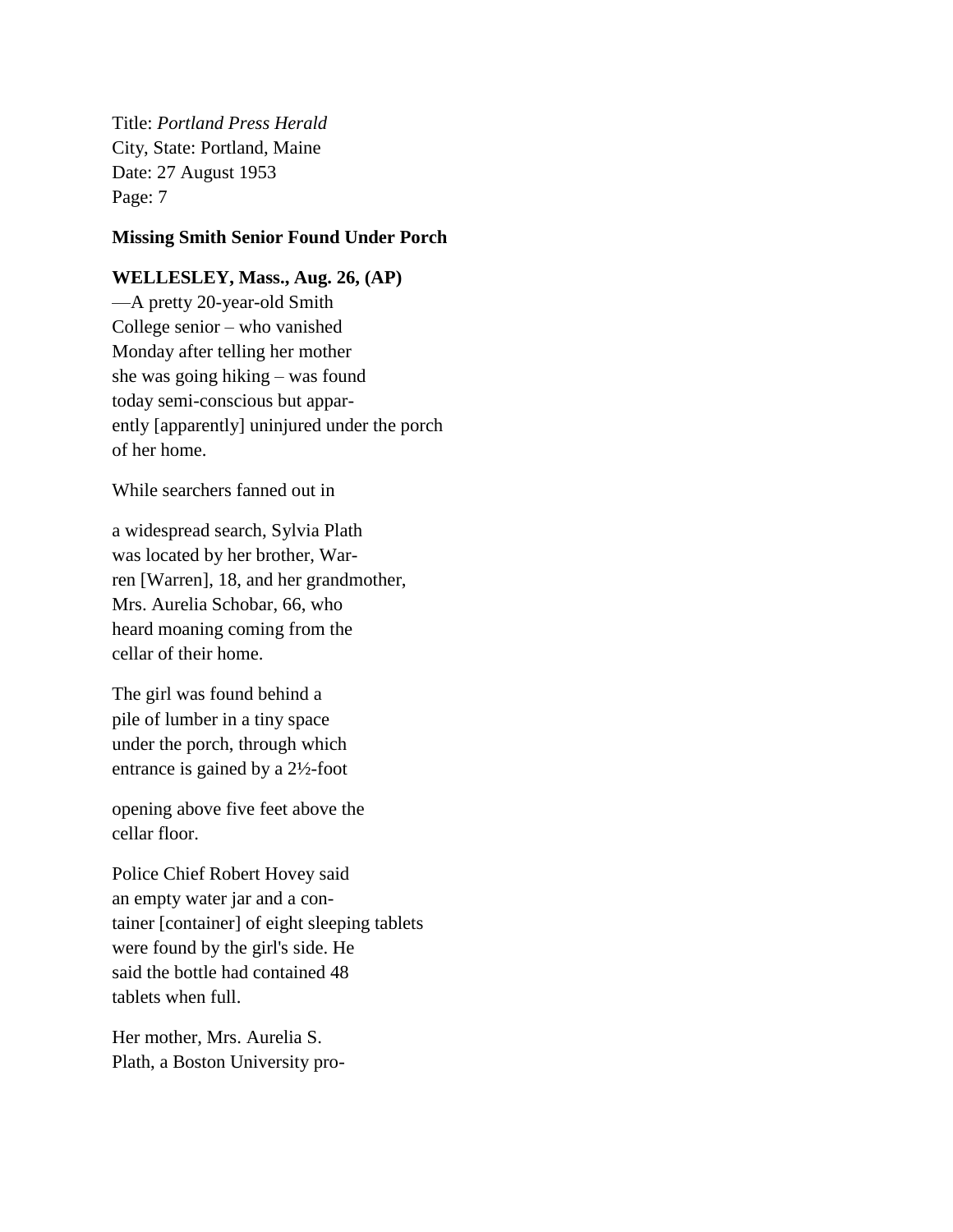Title: *Portland Press Herald*
City, State: Portland, Maine
Date: 27 August 1953
Page: 7

**Missing Smith Senior Found Under Porch**

**WELLESLEY, Mass., Aug. 26, (AP)**
—A pretty 20-year-old Smith College senior – who vanished Monday after telling her mother she was going hiking – was found today semi-conscious but apparently [apparently] uninjured under the porch of her home.

While searchers fanned out in a widespread search, Sylvia Plath was located by her brother, Warren [Warren], 18, and her grandmother, Mrs. Aurelia Schobar, 66, who heard moaning coming from the cellar of their home.

The girl was found behind a pile of lumber in a tiny space under the porch, through which entrance is gained by a 2½-foot opening above five feet above the cellar floor.

Police Chief Robert Hovey said an empty water jar and a container [container] of eight sleeping tablets were found by the girl's side. He said the bottle had contained 48 tablets when full.

Her mother, Mrs. Aurelia S. Plath, a Boston University pro-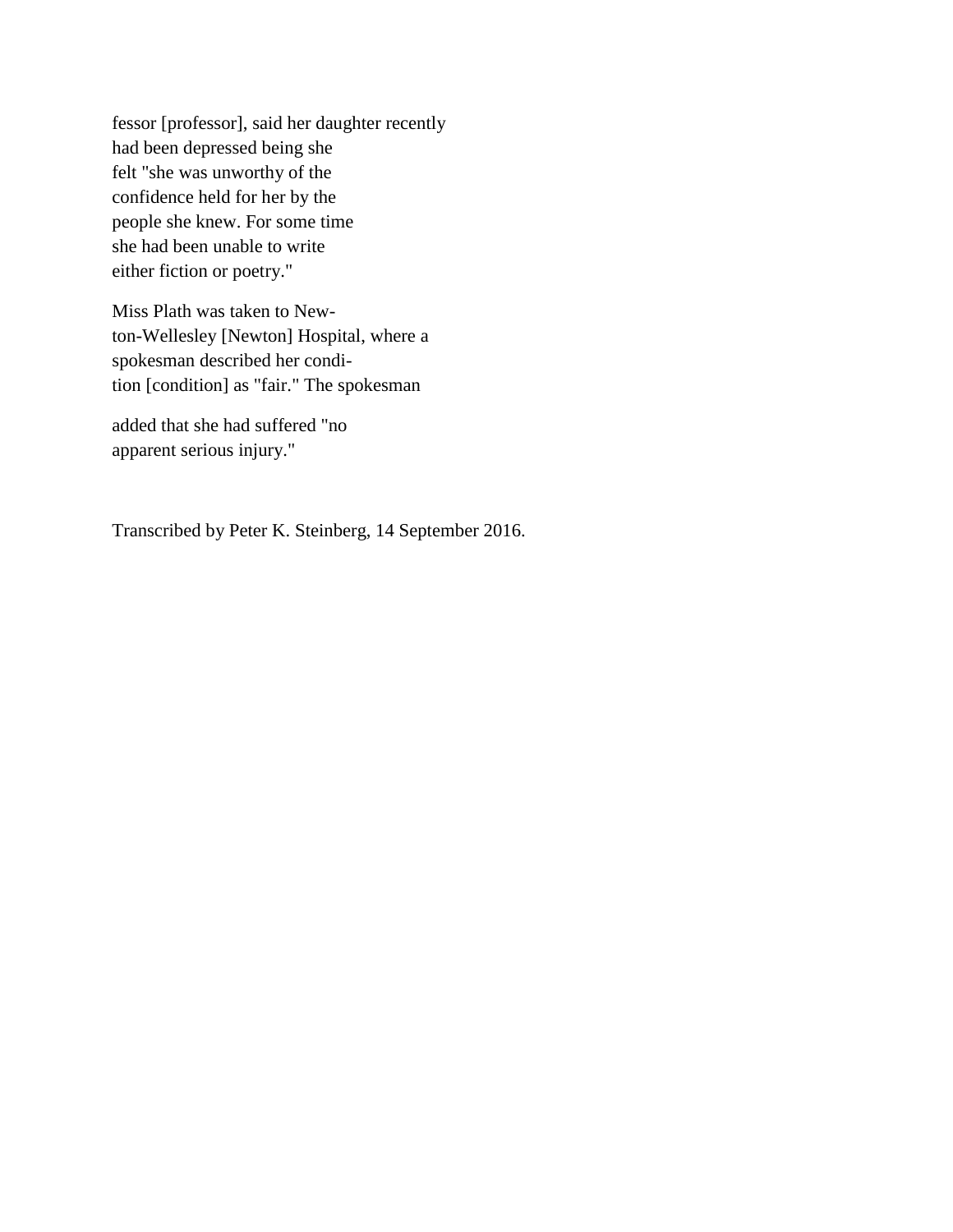fessor [professor], said her daughter recently had been depressed being she felt "she was unworthy of the confidence held for her by the people she knew. For some time she had been unable to write either fiction or poetry."

Miss Plath was taken to New-ton-Wellesley [Newton] Hospital, where a spokesman described her condi-tion [condition] as "fair." The spokesman

added that she had suffered "no apparent serious injury."

Transcribed by Peter K. Steinberg, 14 September 2016.